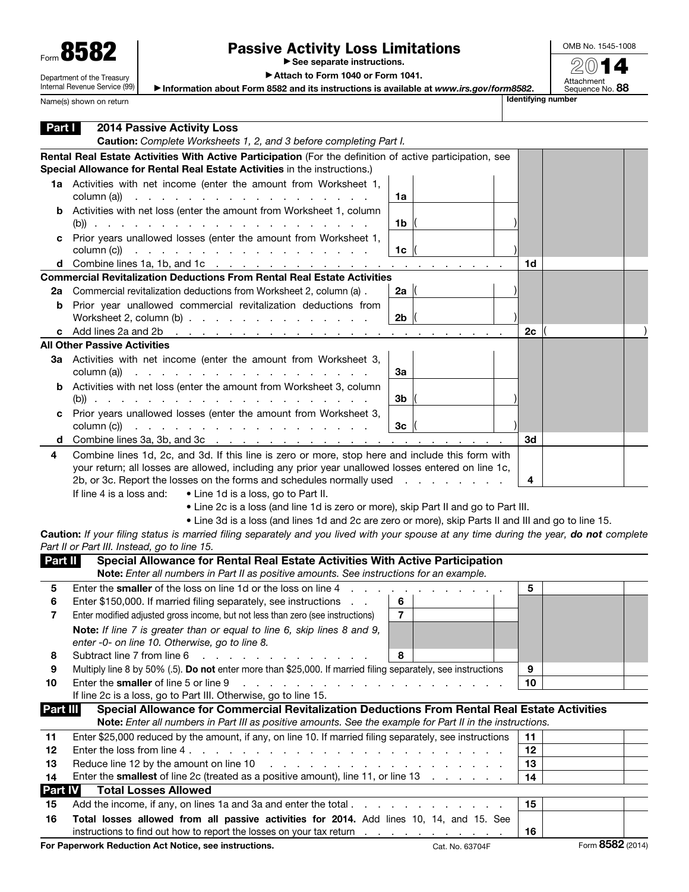Form **8582**

Department of the Treasury
Internal Revenue Service (99)

# Passive Activity Loss Limitations

▶ See separate instructions.

▶ Attach to Form 1040 or Form 1041.

▶ Information about Form 8582 and its instructions is available at *www.irs.gov/form8582*.

OMB No. 1545-1008

**2014**

Attachment Sequence No. **88**

Name(s) shown on return | Identifying number

## Part I 2014 Passive Activity Loss

**Caution:** *Complete Worksheets 1, 2, and 3 before completing Part I.*

| | | | | | |
|---|---|---|---|---|---|
| | **Rental Real Estate Activities With Active Participation** (For the definition of active participation, see **Special Allowance for Rental Real Estate Activities** in the instructions.) | | | | |
| **1a** | Activities with net income (enter the amount from Worksheet 1, column (a)) | 1a | | | |
| **b** | Activities with net loss (enter the amount from Worksheet 1, column (b)) | 1b | ( ) | | |
| **c** | Prior years unallowed losses (enter the amount from Worksheet 1, column (c)) | 1c | ( ) | | |
| **d** | Combine lines 1a, 1b, and 1c | | | 1d | |
| | **Commercial Revitalization Deductions From Rental Real Estate Activities** | | | | |
| **2a** | Commercial revitalization deductions from Worksheet 2, column (a) | 2a | ( ) | | |
| **b** | Prior year unallowed commercial revitalization deductions from Worksheet 2, column (b) | 2b | ( ) | | |
| **c** | Add lines 2a and 2b | | | 2c | ( ) |
| | **All Other Passive Activities** | | | | |
| **3a** | Activities with net income (enter the amount from Worksheet 3, column (a)) | 3a | | | |
| **b** | Activities with net loss (enter the amount from Worksheet 3, column (b)) | 3b | ( ) | | |
| **c** | Prior years unallowed losses (enter the amount from Worksheet 3, column (c)) | 3c | ( ) | | |
| **d** | Combine lines 3a, 3b, and 3c | | | 3d | |
| **4** | Combine lines 1d, 2c, and 3d. If this line is zero or more, stop here and include this form with your return; all losses are allowed, including any prior year unallowed losses entered on line 1c, 2b, or 3c. Report the losses on the forms and schedules normally used | | | 4 | |

If line 4 is a loss and:
- Line 1d is a loss, go to Part II.
- Line 2c is a loss (and line 1d is zero or more), skip Part II and go to Part III.
- Line 3d is a loss (and lines 1d and 2c are zero or more), skip Parts II and III and go to line 15.

**Caution:** *If your filing status is married filing separately and you lived with your spouse at any time during the year,* ***do not*** *complete Part II or Part III. Instead, go to line 15.*

## Part II Special Allowance for Rental Real Estate Activities With Active Participation

**Note:** *Enter all numbers in Part II as positive amounts. See instructions for an example.*

| | | | | | |
|---|---|---|---|---|---|
| **5** | Enter the **smaller** of the loss on line 1d or the loss on line 4 | | | 5 | |
| **6** | Enter $150,000. If married filing separately, see instructions | 6 | | | |
| **7** | Enter modified adjusted gross income, but not less than zero (see instructions) | 7 | | | |
| | **Note:** *If line 7 is greater than or equal to line 6, skip lines 8 and 9, enter -0- on line 10. Otherwise, go to line 8.* | | | | |
| **8** | Subtract line 7 from line 6 | 8 | | | |
| **9** | Multiply line 8 by 50% (.5). **Do not** enter more than $25,000. If married filing separately, see instructions | | | 9 | |
| **10** | Enter the **smaller** of line 5 or line 9 | | | 10 | |

If line 2c is a loss, go to Part III. Otherwise, go to line 15.

## Part III Special Allowance for Commercial Revitalization Deductions From Rental Real Estate Activities

**Note:** *Enter all numbers in Part III as positive amounts. See the example for Part II in the instructions.*

| | | | |
|---|---|---|---|
| **11** | Enter $25,000 reduced by the amount, if any, on line 10. If married filing separately, see instructions | 11 | |
| **12** | Enter the loss from line 4 | 12 | |
| **13** | Reduce line 12 by the amount on line 10 | 13 | |
| **14** | Enter the **smallest** of line 2c (treated as a positive amount), line 11, or line 13 | 14 | |

## Part IV Total Losses Allowed

| | | | |
|---|---|---|---|
| **15** | Add the income, if any, on lines 1a and 3a and enter the total | 15 | |
| **16** | **Total losses allowed from all passive activities for 2014.** Add lines 10, 14, and 15. See instructions to find out how to report the losses on your tax return | 16 | |

**For Paperwork Reduction Act Notice, see instructions.** Cat. No. 63704F Form **8582** (2014)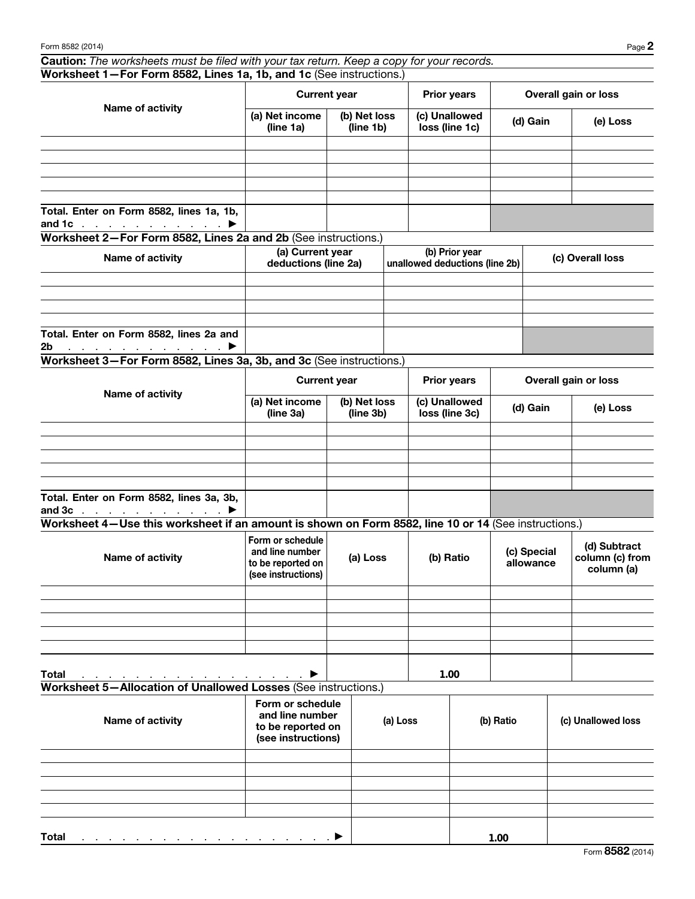**Caution:** *The worksheets must be filed with your tax return. Keep a copy for your records.*

### Worksheet 1—For Form 8582, Lines 1a, 1b, and 1c (See instructions.)

| Name of activity | Current year | | Prior years | Overall gain or loss | |
|---|---|---|---|---|---|
| | (a) Net income (line 1a) | (b) Net loss (line 1b) | (c) Unallowed loss (line 1c) | (d) Gain | (e) Loss |
| | | | | | |
| | | | | | |
| | | | | | |
| | | | | | |
| | | | | | |
| Total. Enter on Form 8582, lines 1a, 1b, and 1c . . . . . . . . . . . ▶ | | | | | |

### Worksheet 2—For Form 8582, Lines 2a and 2b (See instructions.)

| Name of activity | (a) Current year deductions (line 2a) | (b) Prior year unallowed deductions (line 2b) | (c) Overall loss |
|---|---|---|---|
| | | | |
| | | | |
| | | | |
| | | | |
| Total. Enter on Form 8582, lines 2a and 2b . . . . . . . . . . . . ▶ | | | |

### Worksheet 3—For Form 8582, Lines 3a, 3b, and 3c (See instructions.)

| Name of activity | Current year | | Prior years | Overall gain or loss | |
|---|---|---|---|---|---|
| | (a) Net income (line 3a) | (b) Net loss (line 3b) | (c) Unallowed loss (line 3c) | (d) Gain | (e) Loss |
| | | | | | |
| | | | | | |
| | | | | | |
| | | | | | |
| | | | | | |
| Total. Enter on Form 8582, lines 3a, 3b, and 3c . . . . . . . . . . . ▶ | | | | | |

### Worksheet 4—Use this worksheet if an amount is shown on Form 8582, line 10 or 14 (See instructions.)

| Name of activity | Form or schedule and line number to be reported on (see instructions) | (a) Loss | (b) Ratio | (c) Special allowance | (d) Subtract column (c) from column (a) |
|---|---|---|---|---|---|
| | | | | | |
| | | | | | |
| | | | | | |
| | | | | | |
| | | | | | |
| Total . . . . . . . . . . . . . . . . . . . . ▶ | | | 1.00 | | |

### Worksheet 5—Allocation of Unallowed Losses (See instructions.)

| Name of activity | Form or schedule and line number to be reported on (see instructions) | (a) Loss | (b) Ratio | (c) Unallowed loss |
|---|---|---|---|---|
| | | | | |
| | | | | |
| | | | | |
| | | | | |
| | | | | |
| Total . . . . . . . . . . . . . . . . . . . . . . ▶ | | | 1.00 | |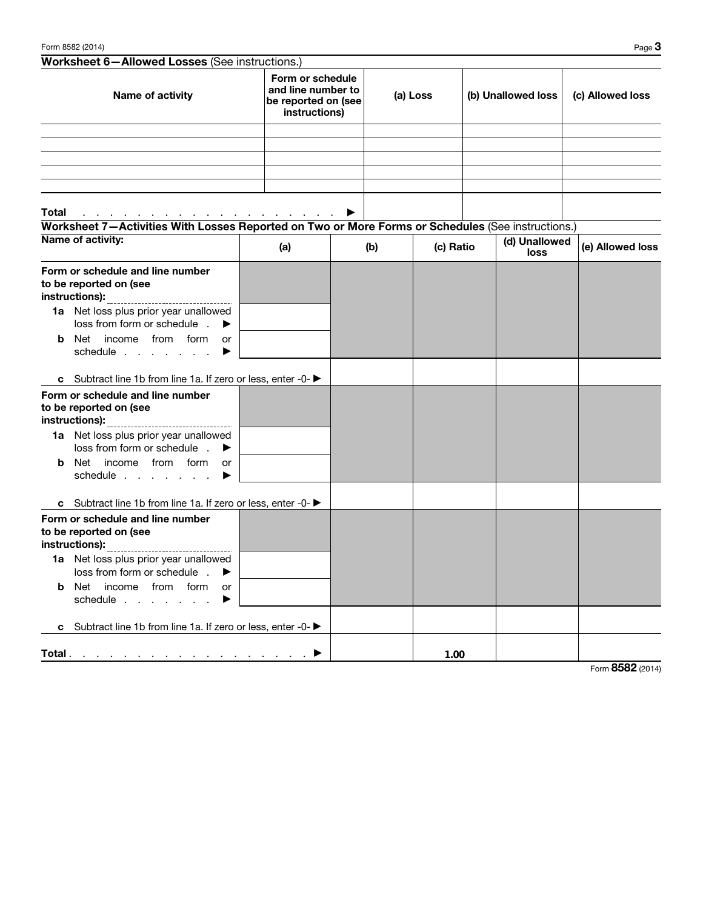## Worksheet 6—Allowed Losses (See instructions.)

| Name of activity | Form or schedule and line number to be reported on (see instructions) | (a) Loss | (b) Unallowed loss | (c) Allowed loss |
|---|---|---|---|---|
| | | | | |
| | | | | |
| | | | | |
| | | | | |
| | | | | |
| **Total** . . . . . . . . . . . . . . . . . . . . . ▶ | | | | |

## Worksheet 7—Activities With Losses Reported on Two or More Forms or Schedules (See instructions.)

| Name of activity: | (a) | (b) | (c) Ratio | (d) Unallowed loss | (e) Allowed loss |
|---|---|---|---|---|---|
| **Form or schedule and line number to be reported on (see instructions):** | | | | | |
| **1a** Net loss plus prior year unallowed loss from form or schedule . ▶ | | | | | |
| **b** Net income from form or schedule . . . . . . . ▶ | | | | | |
| **c** Subtract line 1b from line 1a. If zero or less, enter -0- ▶ | | | | | |
| **Form or schedule and line number to be reported on (see instructions):** | | | | | |
| **1a** Net loss plus prior year unallowed loss from form or schedule . ▶ | | | | | |
| **b** Net income from form or schedule . . . . . . . ▶ | | | | | |
| **c** Subtract line 1b from line 1a. If zero or less, enter -0- ▶ | | | | | |
| **Form or schedule and line number to be reported on (see instructions):** | | | | | |
| **1a** Net loss plus prior year unallowed loss from form or schedule . ▶ | | | | | |
| **b** Net income from form or schedule . . . . . . . ▶ | | | | | |
| **c** Subtract line 1b from line 1a. If zero or less, enter -0- ▶ | | | | | |
| **Total** . . . . . . . . . . . . . . . . . . . ▶ | | | 1.00 | | |

Form **8582** (2014)